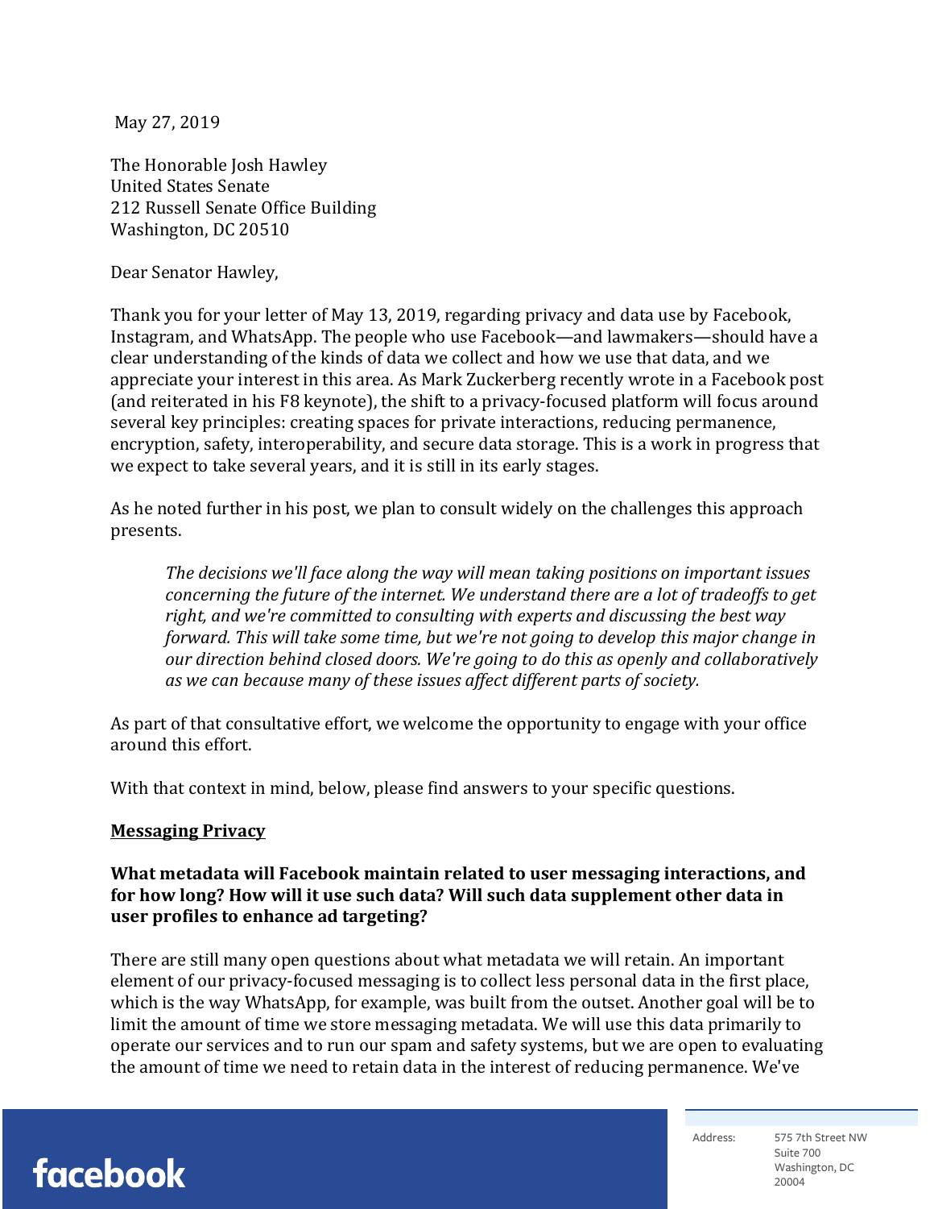May 27, 2019

The Honorable Josh Hawley
United States Senate
212 Russell Senate Office Building
Washington, DC 20510

Dear Senator Hawley,

Thank you for your letter of May 13, 2019, regarding privacy and data use by Facebook, Instagram, and WhatsApp. The people who use Facebook—and lawmakers—should have a clear understanding of the kinds of data we collect and how we use that data, and we appreciate your interest in this area. As Mark Zuckerberg recently wrote in a Facebook post (and reiterated in his F8 keynote), the shift to a privacy-focused platform will focus around several key principles: creating spaces for private interactions, reducing permanence, encryption, safety, interoperability, and secure data storage. This is a work in progress that we expect to take several years, and it is still in its early stages.

As he noted further in his post, we plan to consult widely on the challenges this approach presents.

> *The decisions we'll face along the way will mean taking positions on important issues concerning the future of the internet. We understand there are a lot of tradeoffs to get right, and we're committed to consulting with experts and discussing the best way forward. This will take some time, but we're not going to develop this major change in our direction behind closed doors. We're going to do this as openly and collaboratively as we can because many of these issues affect different parts of society.*

As part of that consultative effort, we welcome the opportunity to engage with your office around this effort.

With that context in mind, below, please find answers to your specific questions.

## Messaging Privacy

**What metadata will Facebook maintain related to user messaging interactions, and for how long? How will it use such data? Will such data supplement other data in user profiles to enhance ad targeting?**

There are still many open questions about what metadata we will retain. An important element of our privacy-focused messaging is to collect less personal data in the first place, which is the way WhatsApp, for example, was built from the outset. Another goal will be to limit the amount of time we store messaging metadata. We will use this data primarily to operate our services and to run our spam and safety systems, but we are open to evaluating the amount of time we need to retain data in the interest of reducing permanence. We've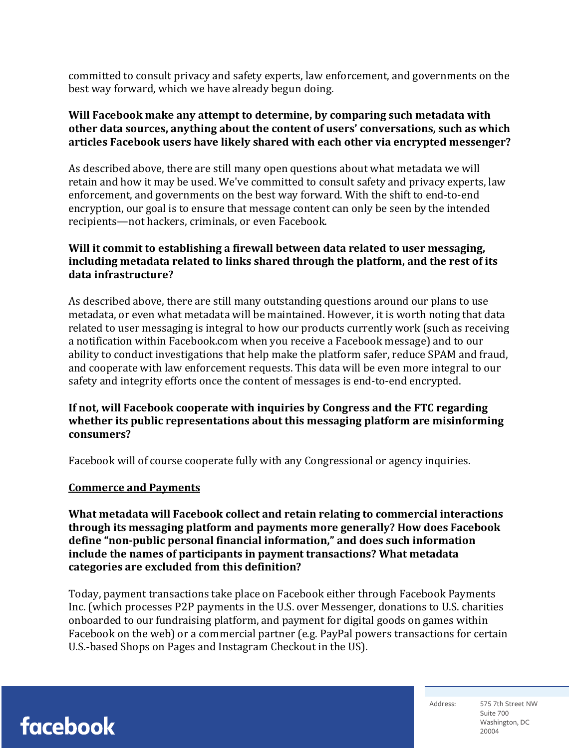committed to consult privacy and safety experts, law enforcement, and governments on the best way forward, which we have already begun doing.

**Will Facebook make any attempt to determine, by comparing such metadata with other data sources, anything about the content of users' conversations, such as which articles Facebook users have likely shared with each other via encrypted messenger?**

As described above, there are still many open questions about what metadata we will retain and how it may be used. We've committed to consult safety and privacy experts, law enforcement, and governments on the best way forward. With the shift to end-to-end encryption, our goal is to ensure that message content can only be seen by the intended recipients—not hackers, criminals, or even Facebook.

**Will it commit to establishing a firewall between data related to user messaging, including metadata related to links shared through the platform, and the rest of its data infrastructure?**

As described above, there are still many outstanding questions around our plans to use metadata, or even what metadata will be maintained. However, it is worth noting that data related to user messaging is integral to how our products currently work (such as receiving a notification within Facebook.com when you receive a Facebook message) and to our ability to conduct investigations that help make the platform safer, reduce SPAM and fraud, and cooperate with law enforcement requests. This data will be even more integral to our safety and integrity efforts once the content of messages is end-to-end encrypted.

**If not, will Facebook cooperate with inquiries by Congress and the FTC regarding whether its public representations about this messaging platform are misinforming consumers?**

Facebook will of course cooperate fully with any Congressional or agency inquiries.

**Commerce and Payments**

**What metadata will Facebook collect and retain relating to commercial interactions through its messaging platform and payments more generally? How does Facebook define "non-public personal financial information," and does such information include the names of participants in payment transactions? What metadata categories are excluded from this definition?**

Today, payment transactions take place on Facebook either through Facebook Payments Inc. (which processes P2P payments in the U.S. over Messenger, donations to U.S. charities onboarded to our fundraising platform, and payment for digital goods on games within Facebook on the web) or a commercial partner (e.g. PayPal powers transactions for certain U.S.-based Shops on Pages and Instagram Checkout in the US).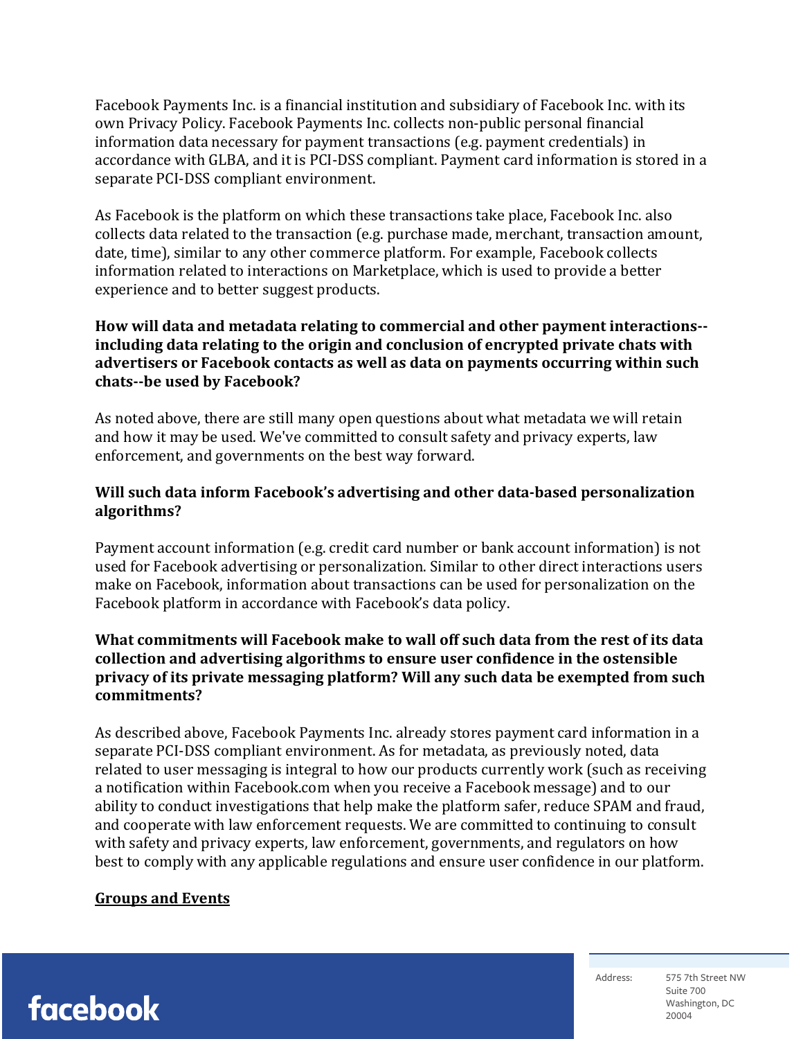Facebook Payments Inc. is a financial institution and subsidiary of Facebook Inc. with its own Privacy Policy. Facebook Payments Inc. collects non-public personal financial information data necessary for payment transactions (e.g. payment credentials) in accordance with GLBA, and it is PCI-DSS compliant. Payment card information is stored in a separate PCI-DSS compliant environment.

As Facebook is the platform on which these transactions take place, Facebook Inc. also collects data related to the transaction (e.g. purchase made, merchant, transaction amount, date, time), similar to any other commerce platform. For example, Facebook collects information related to interactions on Marketplace, which is used to provide a better experience and to better suggest products.

**How will data and metadata relating to commercial and other payment interactions--including data relating to the origin and conclusion of encrypted private chats with advertisers or Facebook contacts as well as data on payments occurring within such chats--be used by Facebook?**

As noted above, there are still many open questions about what metadata we will retain and how it may be used. We've committed to consult safety and privacy experts, law enforcement, and governments on the best way forward.

**Will such data inform Facebook's advertising and other data-based personalization algorithms?**

Payment account information (e.g. credit card number or bank account information) is not used for Facebook advertising or personalization. Similar to other direct interactions users make on Facebook, information about transactions can be used for personalization on the Facebook platform in accordance with Facebook's data policy.

**What commitments will Facebook make to wall off such data from the rest of its data collection and advertising algorithms to ensure user confidence in the ostensible privacy of its private messaging platform? Will any such data be exempted from such commitments?**

As described above, Facebook Payments Inc. already stores payment card information in a separate PCI-DSS compliant environment. As for metadata, as previously noted, data related to user messaging is integral to how our products currently work (such as receiving a notification within Facebook.com when you receive a Facebook message) and to our ability to conduct investigations that help make the platform safer, reduce SPAM and fraud, and cooperate with law enforcement requests. We are committed to continuing to consult with safety and privacy experts, law enforcement, governments, and regulators on how best to comply with any applicable regulations and ensure user confidence in our platform.

**<u>Groups and Events</u>**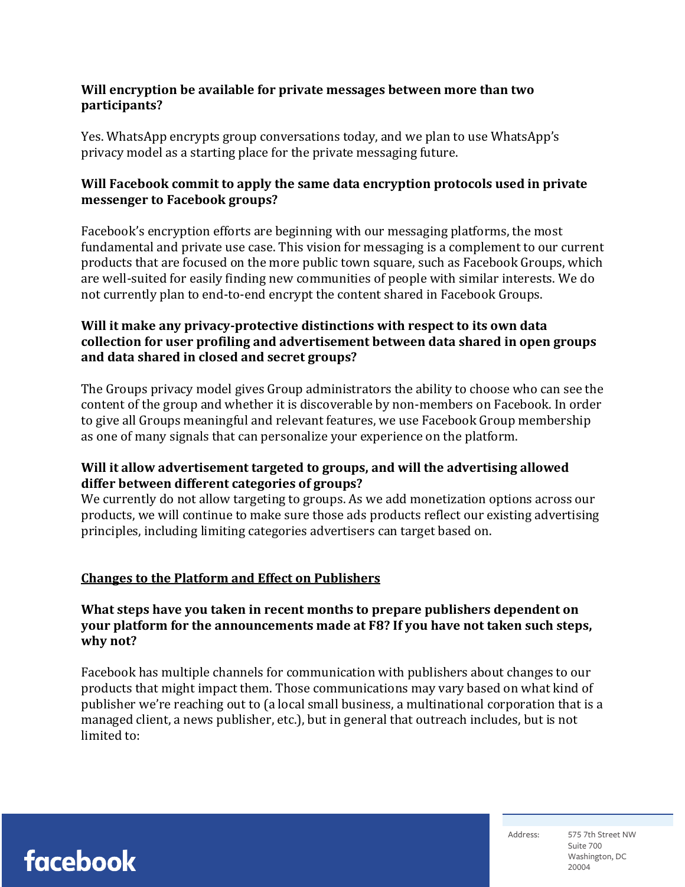**Will encryption be available for private messages between more than two participants?**

Yes. WhatsApp encrypts group conversations today, and we plan to use WhatsApp's privacy model as a starting place for the private messaging future.

**Will Facebook commit to apply the same data encryption protocols used in private messenger to Facebook groups?**

Facebook's encryption efforts are beginning with our messaging platforms, the most fundamental and private use case. This vision for messaging is a complement to our current products that are focused on the more public town square, such as Facebook Groups, which are well-suited for easily finding new communities of people with similar interests. We do not currently plan to end-to-end encrypt the content shared in Facebook Groups.

**Will it make any privacy-protective distinctions with respect to its own data collection for user profiling and advertisement between data shared in open groups and data shared in closed and secret groups?**

The Groups privacy model gives Group administrators the ability to choose who can see the content of the group and whether it is discoverable by non-members on Facebook. In order to give all Groups meaningful and relevant features, we use Facebook Group membership as one of many signals that can personalize your experience on the platform.

**Will it allow advertisement targeted to groups, and will the advertising allowed differ between different categories of groups?**
We currently do not allow targeting to groups. As we add monetization options across our products, we will continue to make sure those ads products reflect our existing advertising principles, including limiting categories advertisers can target based on.

**<u>Changes to the Platform and Effect on Publishers</u>**

**What steps have you taken in recent months to prepare publishers dependent on your platform for the announcements made at F8? If you have not taken such steps, why not?**

Facebook has multiple channels for communication with publishers about changes to our products that might impact them. Those communications may vary based on what kind of publisher we're reaching out to (a local small business, a multinational corporation that is a managed client, a news publisher, etc.), but in general that outreach includes, but is not limited to: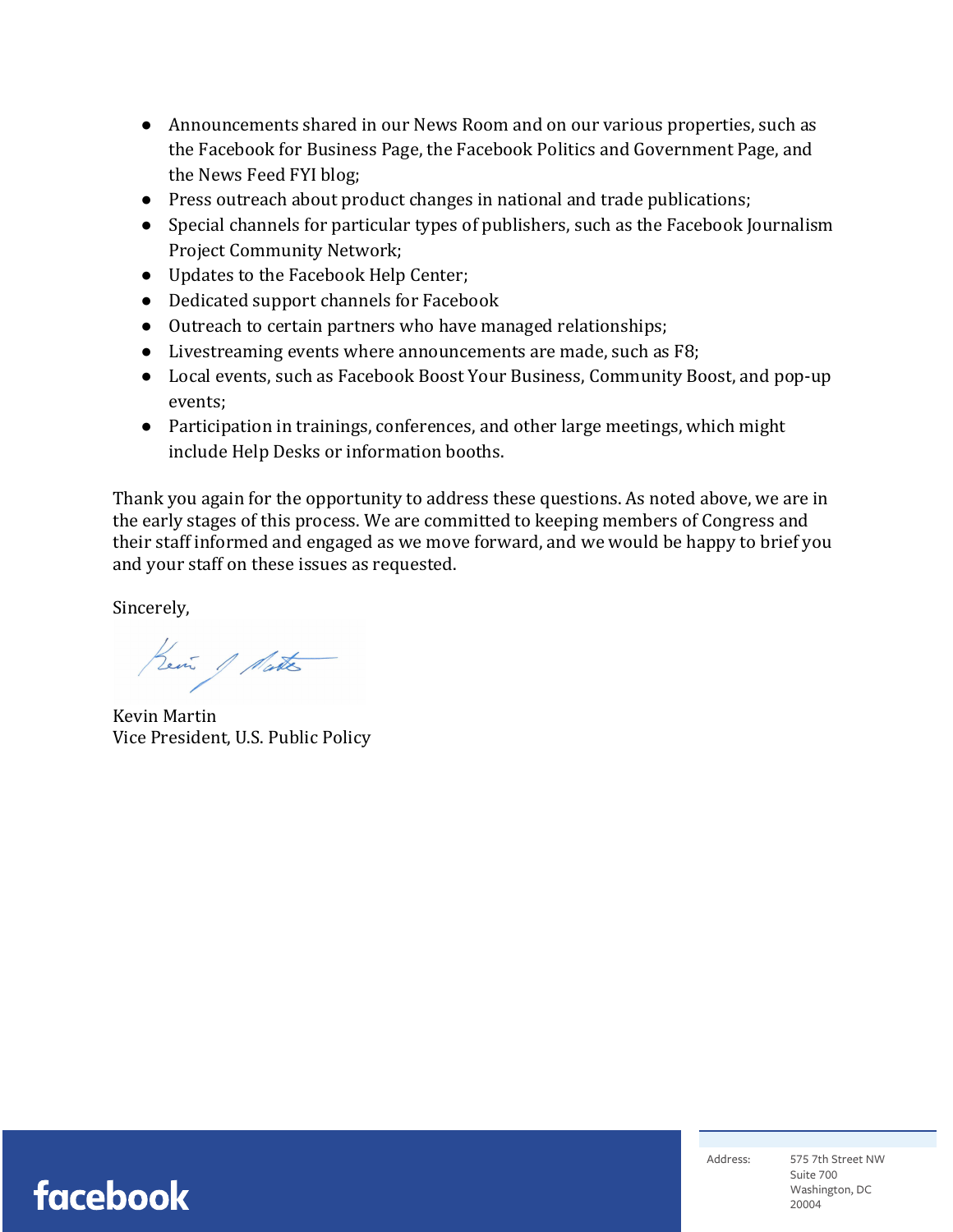- Announcements shared in our News Room and on our various properties, such as the Facebook for Business Page, the Facebook Politics and Government Page, and the News Feed FYI blog;
- Press outreach about product changes in national and trade publications;
- Special channels for particular types of publishers, such as the Facebook Journalism Project Community Network;
- Updates to the Facebook Help Center;
- Dedicated support channels for Facebook
- Outreach to certain partners who have managed relationships;
- Livestreaming events where announcements are made, such as F8;
- Local events, such as Facebook Boost Your Business, Community Boost, and pop-up events;
- Participation in trainings, conferences, and other large meetings, which might include Help Desks or information booths.

Thank you again for the opportunity to address these questions. As noted above, we are in the early stages of this process. We are committed to keeping members of Congress and their staff informed and engaged as we move forward, and we would be happy to brief you and your staff on these issues as requested.

Sincerely,

Kevin Martin
Vice President, U.S. Public Policy

facebook

Address: 575 7th Street NW
Suite 700
Washington, DC
20004